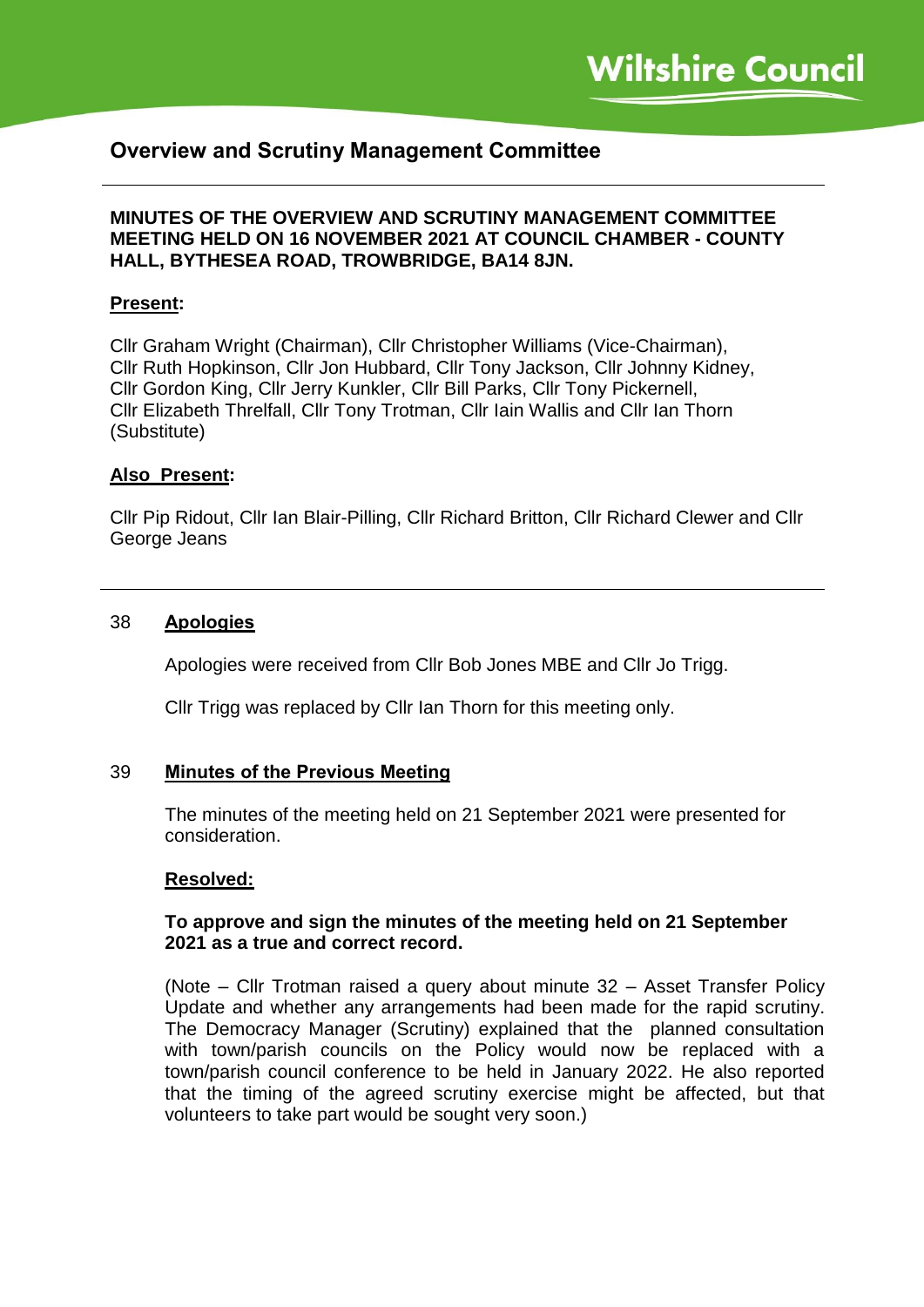# Overview and Scrutiny Management Committee

**MINUTES OF THE OVERVIEW AND SCRUTINY MANAGEMENT COMMITTEE MEETING HELD ON 16 NOVEMBER 2021 AT COUNCIL CHAMBER - COUNTY HALL, BYTHESEA ROAD, TROWBRIDGE, BA14 8JN.**

**Present:**

Cllr Graham Wright (Chairman), Cllr Christopher Williams (Vice-Chairman), Cllr Ruth Hopkinson, Cllr Jon Hubbard, Cllr Tony Jackson, Cllr Johnny Kidney, Cllr Gordon King, Cllr Jerry Kunkler, Cllr Bill Parks, Cllr Tony Pickernell, Cllr Elizabeth Threlfall, Cllr Tony Trotman, Cllr Iain Wallis and Cllr Ian Thorn (Substitute)

**Also Present:**

Cllr Pip Ridout, Cllr Ian Blair-Pilling, Cllr Richard Britton, Cllr Richard Clewer and Cllr George Jeans

## 38 Apologies

Apologies were received from Cllr Bob Jones MBE and Cllr Jo Trigg.

Cllr Trigg was replaced by Cllr Ian Thorn for this meeting only.

## 39 Minutes of the Previous Meeting

The minutes of the meeting held on 21 September 2021 were presented for consideration.

**Resolved:**

**To approve and sign the minutes of the meeting held on 21 September 2021 as a true and correct record.**

(Note – Cllr Trotman raised a query about minute 32 – Asset Transfer Policy Update and whether any arrangements had been made for the rapid scrutiny. The Democracy Manager (Scrutiny) explained that the planned consultation with town/parish councils on the Policy would now be replaced with a town/parish council conference to be held in January 2022. He also reported that the timing of the agreed scrutiny exercise might be affected, but that volunteers to take part would be sought very soon.)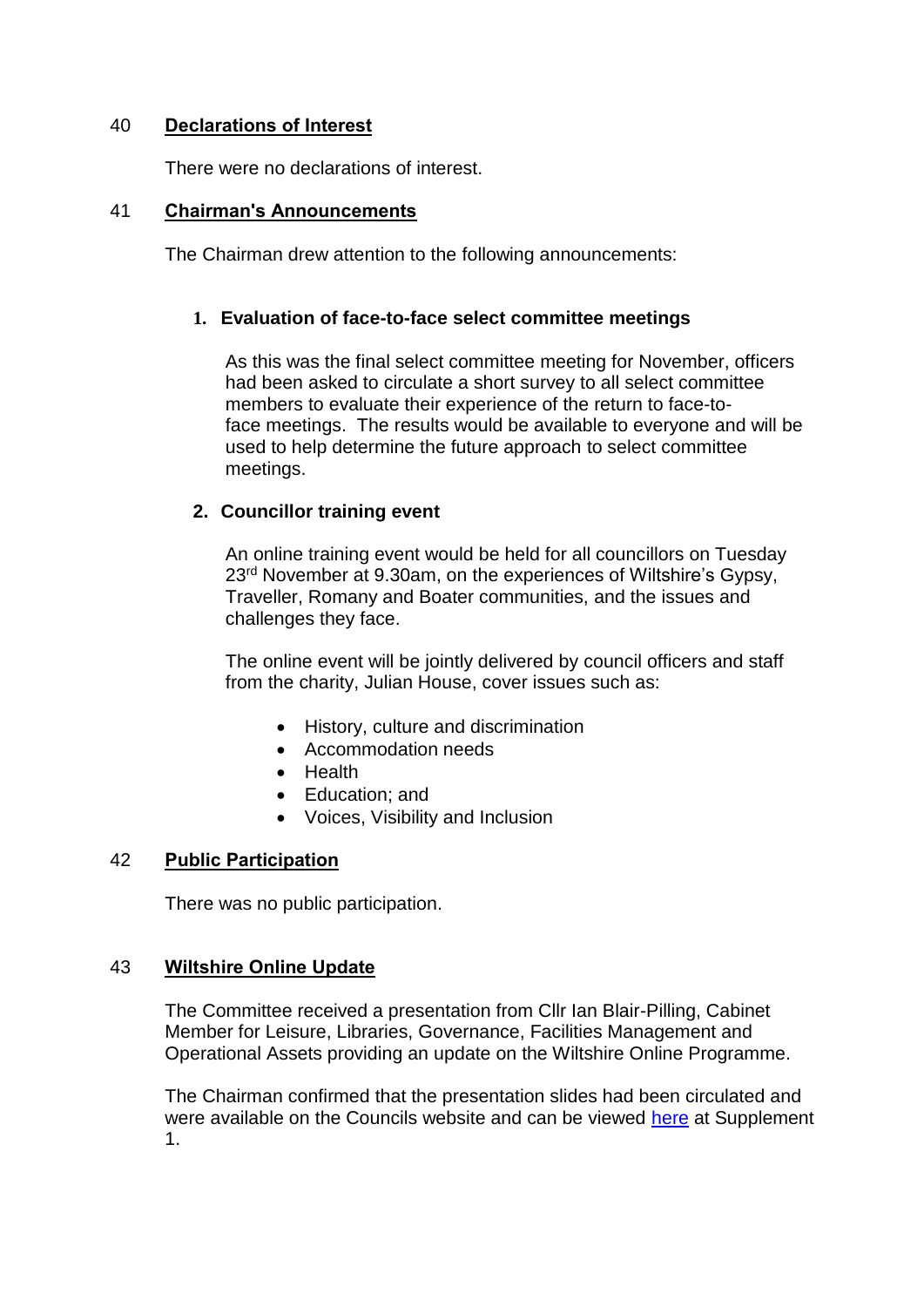## 40 **Declarations of Interest**

There were no declarations of interest.

## 41 **Chairman's Announcements**

The Chairman drew attention to the following announcements:

**1. Evaluation of face-to-face select committee meetings**

As this was the final select committee meeting for November, officers had been asked to circulate a short survey to all select committee members to evaluate their experience of the return to face-to-face meetings. The results would be available to everyone and will be used to help determine the future approach to select committee meetings.

**2. Councillor training event**

An online training event would be held for all councillors on Tuesday 23rd November at 9.30am, on the experiences of Wiltshire's Gypsy, Traveller, Romany and Boater communities, and the issues and challenges they face.

The online event will be jointly delivered by council officers and staff from the charity, Julian House, cover issues such as:

- History, culture and discrimination
- Accommodation needs
- Health
- Education; and
- Voices, Visibility and Inclusion

## 42 **Public Participation**

There was no public participation.

## 43 **Wiltshire Online Update**

The Committee received a presentation from Cllr Ian Blair-Pilling, Cabinet Member for Leisure, Libraries, Governance, Facilities Management and Operational Assets providing an update on the Wiltshire Online Programme.

The Chairman confirmed that the presentation slides had been circulated and were available on the Councils website and can be viewed here at Supplement 1.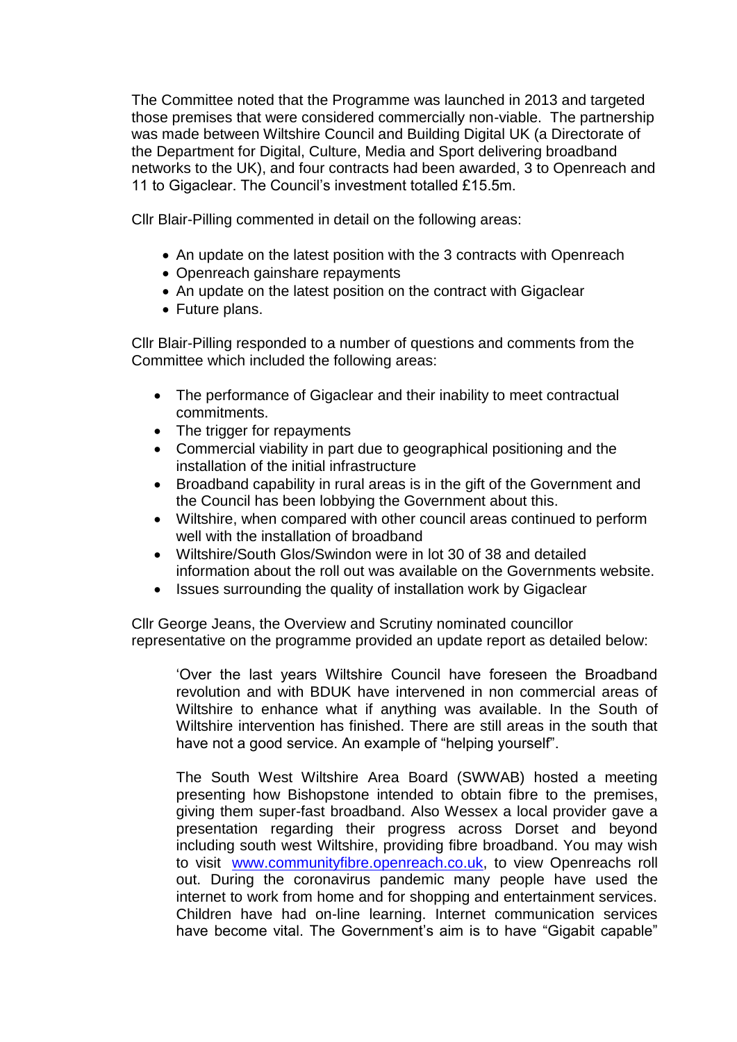The Committee noted that the Programme was launched in 2013 and targeted those premises that were considered commercially non-viable. The partnership was made between Wiltshire Council and Building Digital UK (a Directorate of the Department for Digital, Culture, Media and Sport delivering broadband networks to the UK), and four contracts had been awarded, 3 to Openreach and 11 to Gigaclear. The Council's investment totalled £15.5m.

Cllr Blair-Pilling commented in detail on the following areas:

- An update on the latest position with the 3 contracts with Openreach
- Openreach gainshare repayments
- An update on the latest position on the contract with Gigaclear
- Future plans.

Cllr Blair-Pilling responded to a number of questions and comments from the Committee which included the following areas:

- The performance of Gigaclear and their inability to meet contractual commitments.
- The trigger for repayments
- Commercial viability in part due to geographical positioning and the installation of the initial infrastructure
- Broadband capability in rural areas is in the gift of the Government and the Council has been lobbying the Government about this.
- Wiltshire, when compared with other council areas continued to perform well with the installation of broadband
- Wiltshire/South Glos/Swindon were in lot 30 of 38 and detailed information about the roll out was available on the Governments website.
- Issues surrounding the quality of installation work by Gigaclear

Cllr George Jeans, the Overview and Scrutiny nominated councillor representative on the programme provided an update report as detailed below:

> 'Over the last years Wiltshire Council have foreseen the Broadband revolution and with BDUK have intervened in non commercial areas of Wiltshire to enhance what if anything was available. In the South of Wiltshire intervention has finished. There are still areas in the south that have not a good service. An example of "helping yourself".
>
> The South West Wiltshire Area Board (SWWAB) hosted a meeting presenting how Bishopstone intended to obtain fibre to the premises, giving them super-fast broadband. Also Wessex a local provider gave a presentation regarding their progress across Dorset and beyond including south west Wiltshire, providing fibre broadband. You may wish to visit [www.communityfibre.openreach.co.uk](www.communityfibre.openreach.co.uk), to view Openreachs roll out. During the coronavirus pandemic many people have used the internet to work from home and for shopping and entertainment services. Children have had on-line learning. Internet communication services have become vital. The Government's aim is to have "Gigabit capable"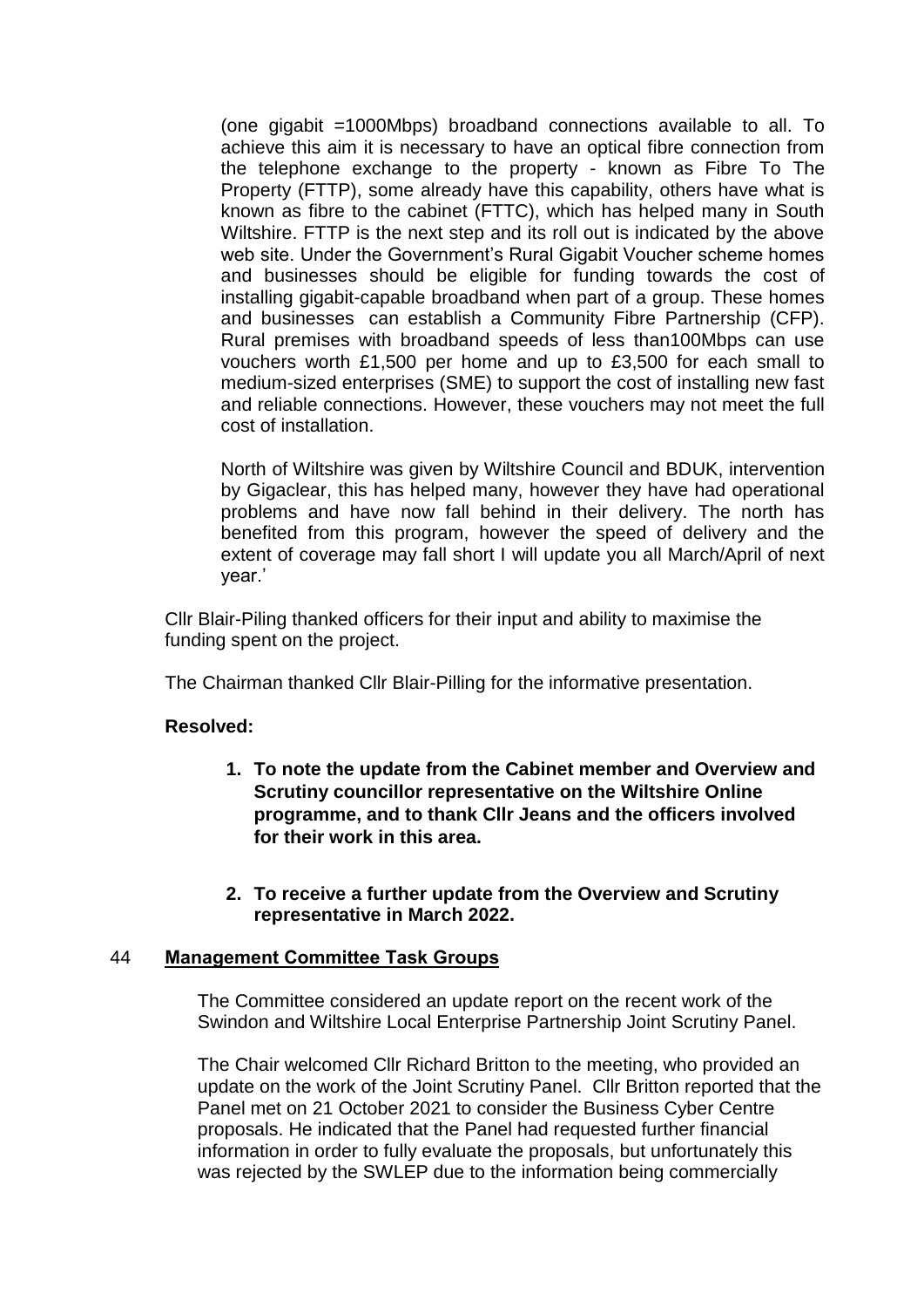(one gigabit =1000Mbps) broadband connections available to all. To achieve this aim it is necessary to have an optical fibre connection from the telephone exchange to the property - known as Fibre To The Property (FTTP), some already have this capability, others have what is known as fibre to the cabinet (FTTC), which has helped many in South Wiltshire. FTTP is the next step and its roll out is indicated by the above web site. Under the Government's Rural Gigabit Voucher scheme homes and businesses should be eligible for funding towards the cost of installing gigabit-capable broadband when part of a group. These homes and businesses can establish a Community Fibre Partnership (CFP). Rural premises with broadband speeds of less than100Mbps can use vouchers worth £1,500 per home and up to £3,500 for each small to medium-sized enterprises (SME) to support the cost of installing new fast and reliable connections. However, these vouchers may not meet the full cost of installation.

North of Wiltshire was given by Wiltshire Council and BDUK, intervention by Gigaclear, this has helped many, however they have had operational problems and have now fall behind in their delivery. The north has benefited from this program, however the speed of delivery and the extent of coverage may fall short I will update you all March/April of next year.'

Cllr Blair-Piling thanked officers for their input and ability to maximise the funding spent on the project.

The Chairman thanked Cllr Blair-Pilling for the informative presentation.

**Resolved:**

1. **To note the update from the Cabinet member and Overview and Scrutiny councillor representative on the Wiltshire Online programme, and to thank Cllr Jeans and the officers involved for their work in this area.**

2. **To receive a further update from the Overview and Scrutiny representative in March 2022.**

## 44 Management Committee Task Groups

The Committee considered an update report on the recent work of the Swindon and Wiltshire Local Enterprise Partnership Joint Scrutiny Panel.

The Chair welcomed Cllr Richard Britton to the meeting, who provided an update on the work of the Joint Scrutiny Panel. Cllr Britton reported that the Panel met on 21 October 2021 to consider the Business Cyber Centre proposals. He indicated that the Panel had requested further financial information in order to fully evaluate the proposals, but unfortunately this was rejected by the SWLEP due to the information being commercially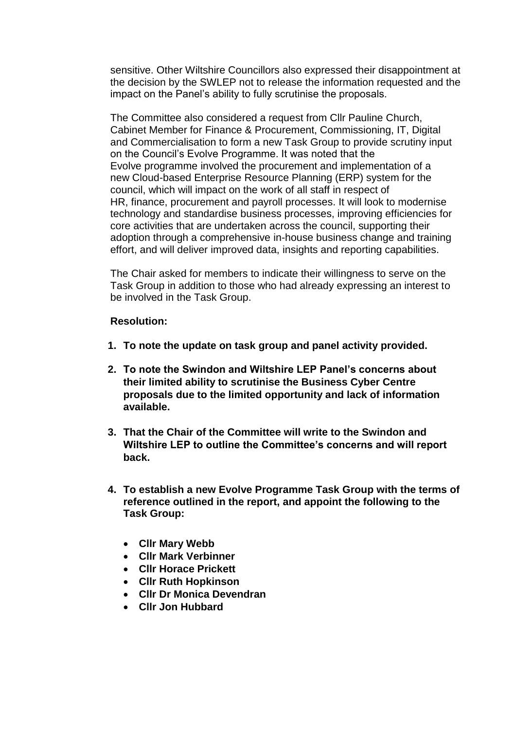sensitive. Other Wiltshire Councillors also expressed their disappointment at the decision by the SWLEP not to release the information requested and the impact on the Panel's ability to fully scrutinise the proposals.

The Committee also considered a request from Cllr Pauline Church, Cabinet Member for Finance & Procurement, Commissioning, IT, Digital and Commercialisation to form a new Task Group to provide scrutiny input on the Council's Evolve Programme. It was noted that the Evolve programme involved the procurement and implementation of a new Cloud-based Enterprise Resource Planning (ERP) system for the council, which will impact on the work of all staff in respect of HR, finance, procurement and payroll processes. It will look to modernise technology and standardise business processes, improving efficiencies for core activities that are undertaken across the council, supporting their adoption through a comprehensive in-house business change and training effort, and will deliver improved data, insights and reporting capabilities.

The Chair asked for members to indicate their willingness to serve on the Task Group in addition to those who had already expressing an interest to be involved in the Task Group.

**Resolution:**

1. **To note the update on task group and panel activity provided.**
2. **To note the Swindon and Wiltshire LEP Panel's concerns about their limited ability to scrutinise the Business Cyber Centre proposals due to the limited opportunity and lack of information available.**
3. **That the Chair of the Committee will write to the Swindon and Wiltshire LEP to outline the Committee's concerns and will report back.**
4. **To establish a new Evolve Programme Task Group with the terms of reference outlined in the report, and appoint the following to the Task Group:**
    - **Cllr Mary Webb**
    - **Cllr Mark Verbinner**
    - **Cllr Horace Prickett**
    - **Cllr Ruth Hopkinson**
    - **Cllr Dr Monica Devendran**
    - **Cllr Jon Hubbard**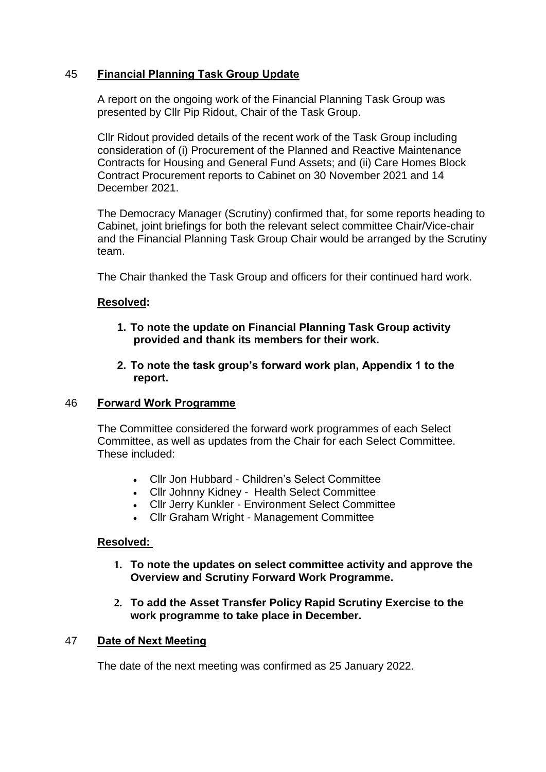## 45 Financial Planning Task Group Update

A report on the ongoing work of the Financial Planning Task Group was presented by Cllr Pip Ridout, Chair of the Task Group.

Cllr Ridout provided details of the recent work of the Task Group including consideration of (i) Procurement of the Planned and Reactive Maintenance Contracts for Housing and General Fund Assets; and (ii) Care Homes Block Contract Procurement reports to Cabinet on 30 November 2021 and 14 December 2021.

The Democracy Manager (Scrutiny) confirmed that, for some reports heading to Cabinet, joint briefings for both the relevant select committee Chair/Vice-chair and the Financial Planning Task Group Chair would be arranged by the Scrutiny team.

The Chair thanked the Task Group and officers for their continued hard work.

**Resolved:**

1. **To note the update on Financial Planning Task Group activity provided and thank its members for their work.**
2. **To note the task group's forward work plan, Appendix 1 to the report.**

## 46 Forward Work Programme

The Committee considered the forward work programmes of each Select Committee, as well as updates from the Chair for each Select Committee. These included:

- Cllr Jon Hubbard - Children's Select Committee
- Cllr Johnny Kidney - Health Select Committee
- Cllr Jerry Kunkler - Environment Select Committee
- Cllr Graham Wright - Management Committee

**Resolved:**

1. **To note the updates on select committee activity and approve the Overview and Scrutiny Forward Work Programme.**
2. **To add the Asset Transfer Policy Rapid Scrutiny Exercise to the work programme to take place in December.**

## 47 Date of Next Meeting

The date of the next meeting was confirmed as 25 January 2022.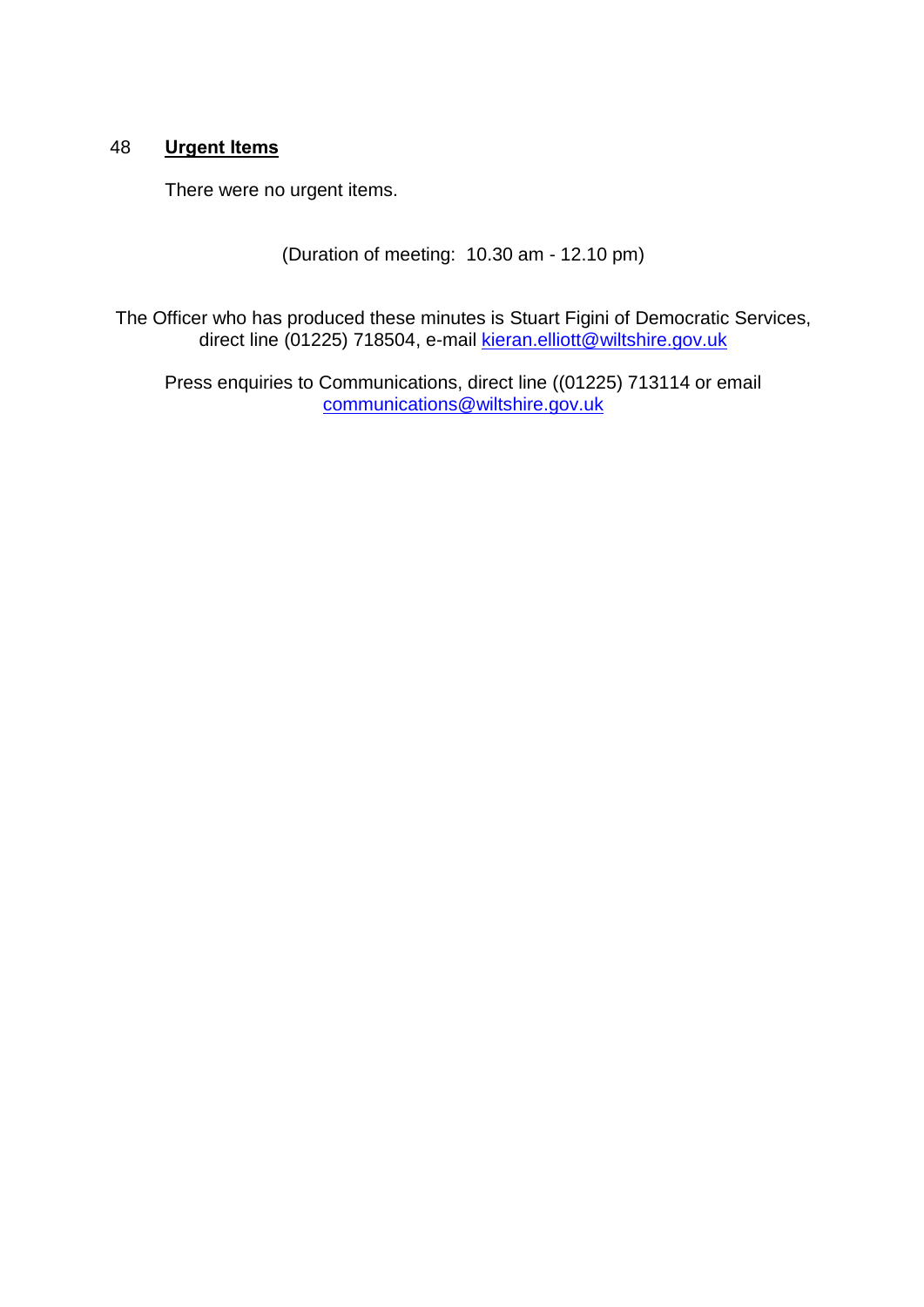48 **Urgent Items**

There were no urgent items.

(Duration of meeting: 10.30 am - 12.10 pm)

The Officer who has produced these minutes is Stuart Figini of Democratic Services, direct line (01225) 718504, e-mail kieran.elliott@wiltshire.gov.uk

Press enquiries to Communications, direct line ((01225) 713114 or email communications@wiltshire.gov.uk